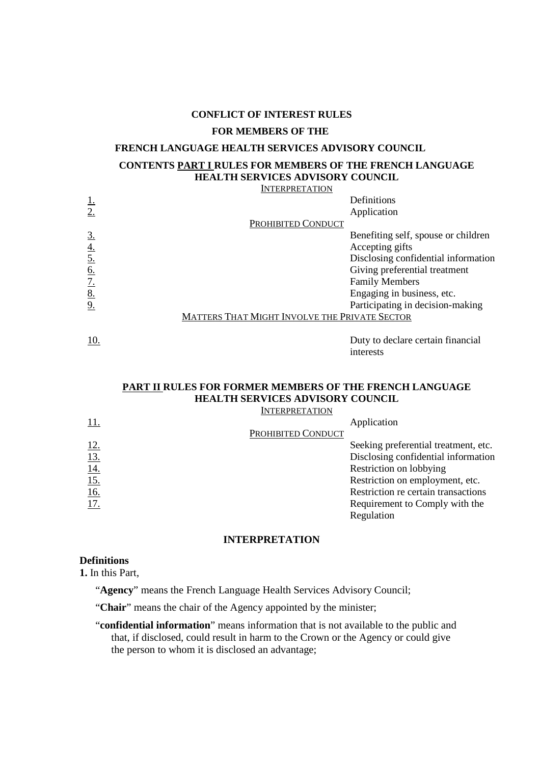**CONFLICT OF INTEREST RULES**

**FOR MEMBERS OF THE**

**FRENCH LANGUAGE HEALTH SERVICES ADVISORY COUNCIL**

**CONTENTS PART I RULES FOR MEMBERS OF THE FRENCH LANGUAGE HEALTH SERVICES ADVISORY COUNCIL**

INTERPRETATION

| | |
|---|---|
| 1. | Definitions |
| 2. | Application |
| | PROHIBITED CONDUCT |
| 3. | Benefiting self, spouse or children |
| 4. | Accepting gifts |
| 5. | Disclosing confidential information |
| 6. | Giving preferential treatment |
| 7. | Family Members |
| 8. | Engaging in business, etc. |
| 9. | Participating in decision-making |
| | MATTERS THAT MIGHT INVOLVE THE PRIVATE SECTOR |
| 10. | Duty to declare certain financial interests |

**PART II RULES FOR FORMER MEMBERS OF THE FRENCH LANGUAGE HEALTH SERVICES ADVISORY COUNCIL**

INTERPRETATION

| | |
|---|---|
| 11. | Application |
| | PROHIBITED CONDUCT |
| 12. | Seeking preferential treatment, etc. |
| 13. | Disclosing confidential information |
| 14. | Restriction on lobbying |
| 15. | Restriction on employment, etc. |
| 16. | Restriction re certain transactions |
| 17. | Requirement to Comply with the Regulation |

## INTERPRETATION

**Definitions**

**1.** In this Part,

"**Agency**" means the French Language Health Services Advisory Council;

"**Chair**" means the chair of the Agency appointed by the minister;

"**confidential information**" means information that is not available to the public and that, if disclosed, could result in harm to the Crown or the Agency or could give the person to whom it is disclosed an advantage;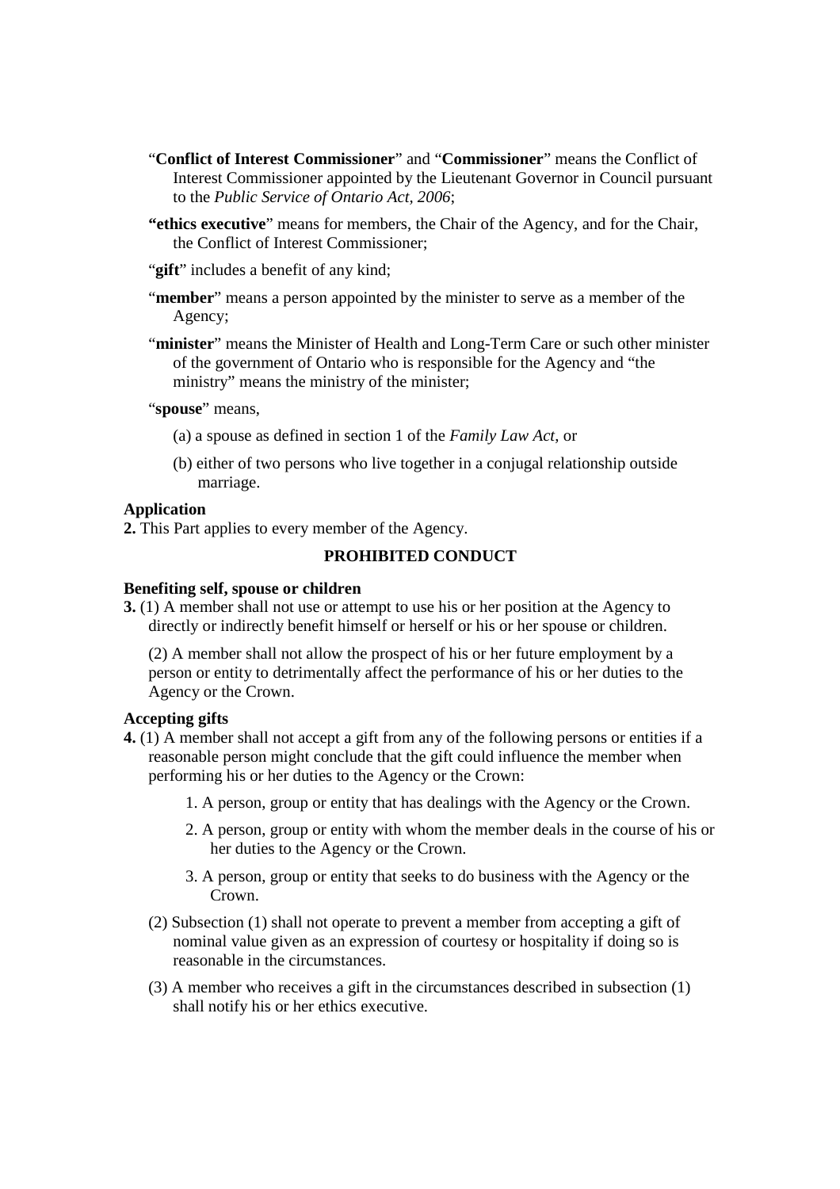"**Conflict of Interest Commissioner**" and "**Commissioner**" means the Conflict of Interest Commissioner appointed by the Lieutenant Governor in Council pursuant to the *Public Service of Ontario Act, 2006*;

**"ethics executive**" means for members, the Chair of the Agency, and for the Chair, the Conflict of Interest Commissioner;

"**gift**" includes a benefit of any kind;

"**member**" means a person appointed by the minister to serve as a member of the Agency;

"**minister**" means the Minister of Health and Long-Term Care or such other minister of the government of Ontario who is responsible for the Agency and "the ministry" means the ministry of the minister;

"**spouse**" means,

(a) a spouse as defined in section 1 of the *Family Law Act*, or

(b) either of two persons who live together in a conjugal relationship outside marriage.

**Application**

**2.** This Part applies to every member of the Agency.

## PROHIBITED CONDUCT

**Benefiting self, spouse or children**

**3.** (1) A member shall not use or attempt to use his or her position at the Agency to directly or indirectly benefit himself or herself or his or her spouse or children.

(2) A member shall not allow the prospect of his or her future employment by a person or entity to detrimentally affect the performance of his or her duties to the Agency or the Crown.

**Accepting gifts**

**4.** (1) A member shall not accept a gift from any of the following persons or entities if a reasonable person might conclude that the gift could influence the member when performing his or her duties to the Agency or the Crown:

1. A person, group or entity that has dealings with the Agency or the Crown.
2. A person, group or entity with whom the member deals in the course of his or her duties to the Agency or the Crown.
3. A person, group or entity that seeks to do business with the Agency or the Crown.

(2) Subsection (1) shall not operate to prevent a member from accepting a gift of nominal value given as an expression of courtesy or hospitality if doing so is reasonable in the circumstances.

(3) A member who receives a gift in the circumstances described in subsection (1) shall notify his or her ethics executive.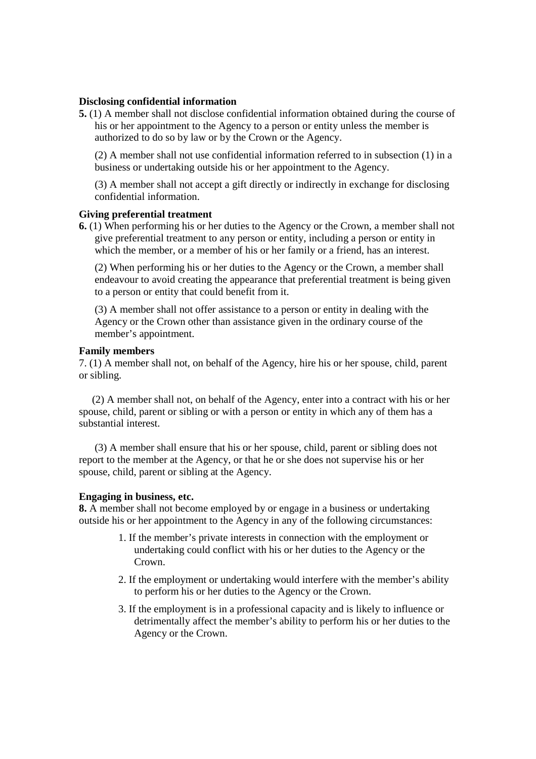**Disclosing confidential information**

**5.** (1) A member shall not disclose confidential information obtained during the course of his or her appointment to the Agency to a person or entity unless the member is authorized to do so by law or by the Crown or the Agency.

(2) A member shall not use confidential information referred to in subsection (1) in a business or undertaking outside his or her appointment to the Agency.

(3) A member shall not accept a gift directly or indirectly in exchange for disclosing confidential information.

**Giving preferential treatment**

**6.** (1) When performing his or her duties to the Agency or the Crown, a member shall not give preferential treatment to any person or entity, including a person or entity in which the member, or a member of his or her family or a friend, has an interest.

(2) When performing his or her duties to the Agency or the Crown, a member shall endeavour to avoid creating the appearance that preferential treatment is being given to a person or entity that could benefit from it.

(3) A member shall not offer assistance to a person or entity in dealing with the Agency or the Crown other than assistance given in the ordinary course of the member's appointment.

**Family members**

7. (1) A member shall not, on behalf of the Agency, hire his or her spouse, child, parent or sibling.

(2) A member shall not, on behalf of the Agency, enter into a contract with his or her spouse, child, parent or sibling or with a person or entity in which any of them has a substantial interest.

(3) A member shall ensure that his or her spouse, child, parent or sibling does not report to the member at the Agency, or that he or she does not supervise his or her spouse, child, parent or sibling at the Agency.

**Engaging in business, etc.**

**8.** A member shall not become employed by or engage in a business or undertaking outside his or her appointment to the Agency in any of the following circumstances:

1. If the member's private interests in connection with the employment or undertaking could conflict with his or her duties to the Agency or the Crown.
2. If the employment or undertaking would interfere with the member's ability to perform his or her duties to the Agency or the Crown.
3. If the employment is in a professional capacity and is likely to influence or detrimentally affect the member's ability to perform his or her duties to the Agency or the Crown.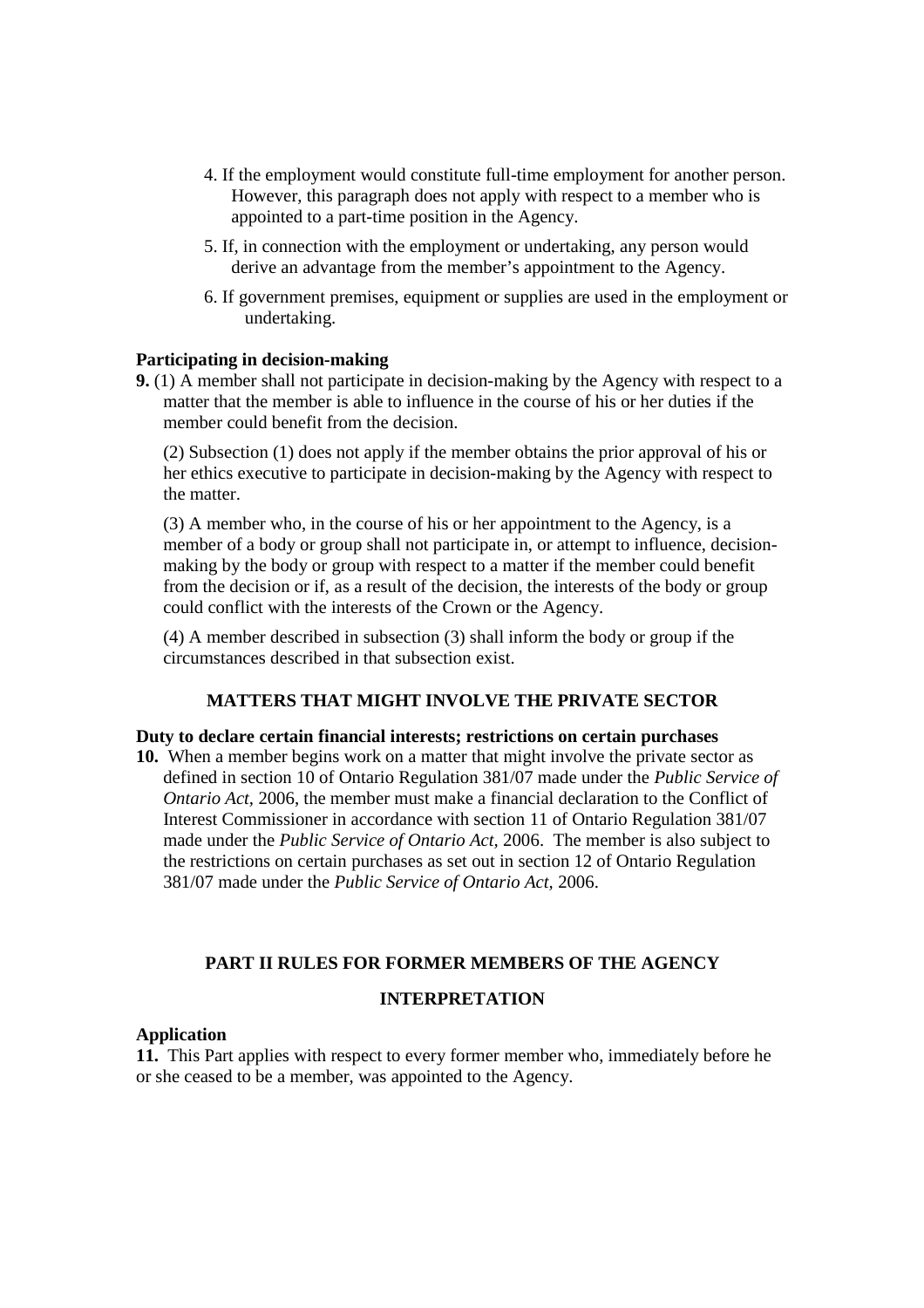4. If the employment would constitute full-time employment for another person. However, this paragraph does not apply with respect to a member who is appointed to a part-time position in the Agency.
5. If, in connection with the employment or undertaking, any person would derive an advantage from the member's appointment to the Agency.
6. If government premises, equipment or supplies are used in the employment or undertaking.

**Participating in decision-making**

**9.** (1) A member shall not participate in decision-making by the Agency with respect to a matter that the member is able to influence in the course of his or her duties if the member could benefit from the decision.

(2) Subsection (1) does not apply if the member obtains the prior approval of his or her ethics executive to participate in decision-making by the Agency with respect to the matter.

(3) A member who, in the course of his or her appointment to the Agency, is a member of a body or group shall not participate in, or attempt to influence, decision-making by the body or group with respect to a matter if the member could benefit from the decision or if, as a result of the decision, the interests of the body or group could conflict with the interests of the Crown or the Agency.

(4) A member described in subsection (3) shall inform the body or group if the circumstances described in that subsection exist.

## MATTERS THAT MIGHT INVOLVE THE PRIVATE SECTOR

**Duty to declare certain financial interests; restrictions on certain purchases**

**10.** When a member begins work on a matter that might involve the private sector as defined in section 10 of Ontario Regulation 381/07 made under the *Public Service of Ontario Act*, 2006, the member must make a financial declaration to the Conflict of Interest Commissioner in accordance with section 11 of Ontario Regulation 381/07 made under the *Public Service of Ontario Act*, 2006. The member is also subject to the restrictions on certain purchases as set out in section 12 of Ontario Regulation 381/07 made under the *Public Service of Ontario Act*, 2006.

## PART II RULES FOR FORMER MEMBERS OF THE AGENCY

## INTERPRETATION

**Application**

**11.** This Part applies with respect to every former member who, immediately before he or she ceased to be a member, was appointed to the Agency.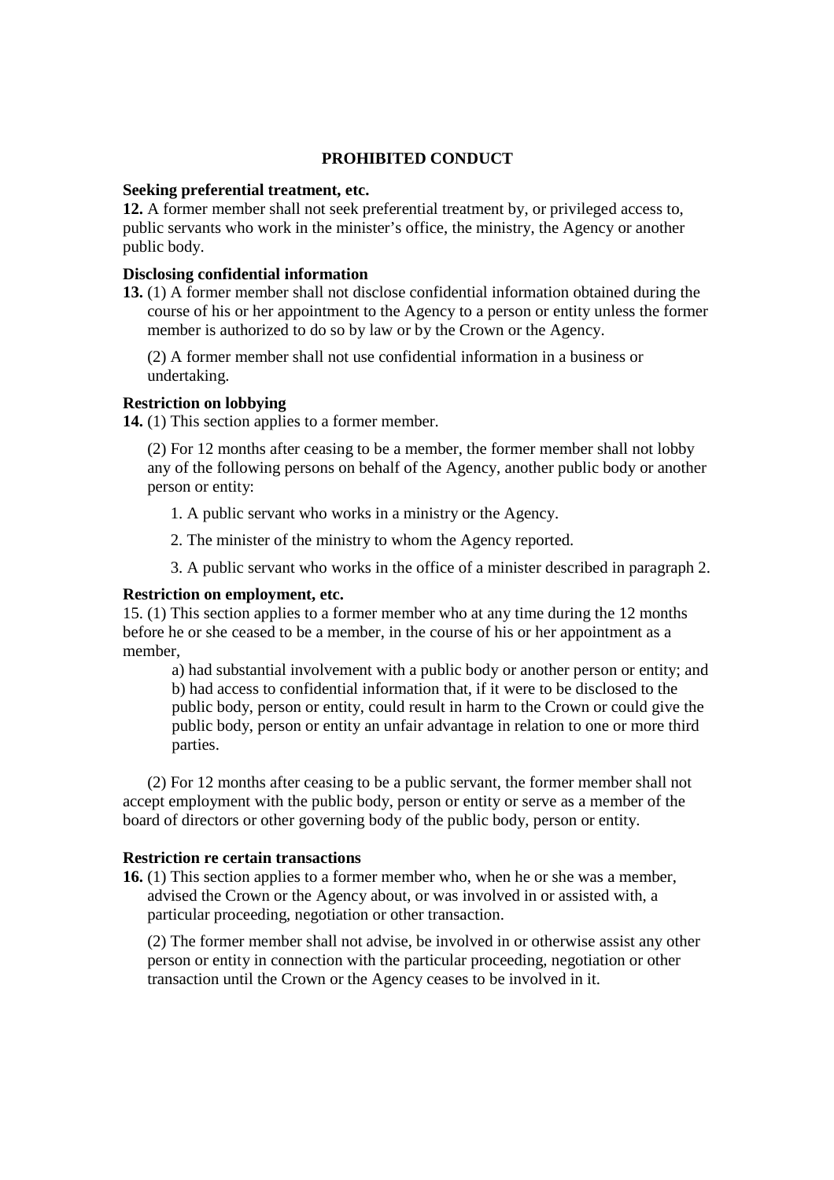## PROHIBITED CONDUCT

**Seeking preferential treatment, etc.**

**12.** A former member shall not seek preferential treatment by, or privileged access to, public servants who work in the minister's office, the ministry, the Agency or another public body.

**Disclosing confidential information**

**13.** (1) A former member shall not disclose confidential information obtained during the course of his or her appointment to the Agency to a person or entity unless the former member is authorized to do so by law or by the Crown or the Agency.

(2) A former member shall not use confidential information in a business or undertaking.

**Restriction on lobbying**

**14.** (1) This section applies to a former member.

(2) For 12 months after ceasing to be a member, the former member shall not lobby any of the following persons on behalf of the Agency, another public body or another person or entity:

1. A public servant who works in a ministry or the Agency.
2. The minister of the ministry to whom the Agency reported.
3. A public servant who works in the office of a minister described in paragraph 2.

**Restriction on employment, etc.**

15. (1) This section applies to a former member who at any time during the 12 months before he or she ceased to be a member, in the course of his or her appointment as a member,

a) had substantial involvement with a public body or another person or entity; and
b) had access to confidential information that, if it were to be disclosed to the public body, person or entity, could result in harm to the Crown or could give the public body, person or entity an unfair advantage in relation to one or more third parties.

(2) For 12 months after ceasing to be a public servant, the former member shall not accept employment with the public body, person or entity or serve as a member of the board of directors or other governing body of the public body, person or entity.

**Restriction re certain transactions**

**16.** (1) This section applies to a former member who, when he or she was a member, advised the Crown or the Agency about, or was involved in or assisted with, a particular proceeding, negotiation or other transaction.

(2) The former member shall not advise, be involved in or otherwise assist any other person or entity in connection with the particular proceeding, negotiation or other transaction until the Crown or the Agency ceases to be involved in it.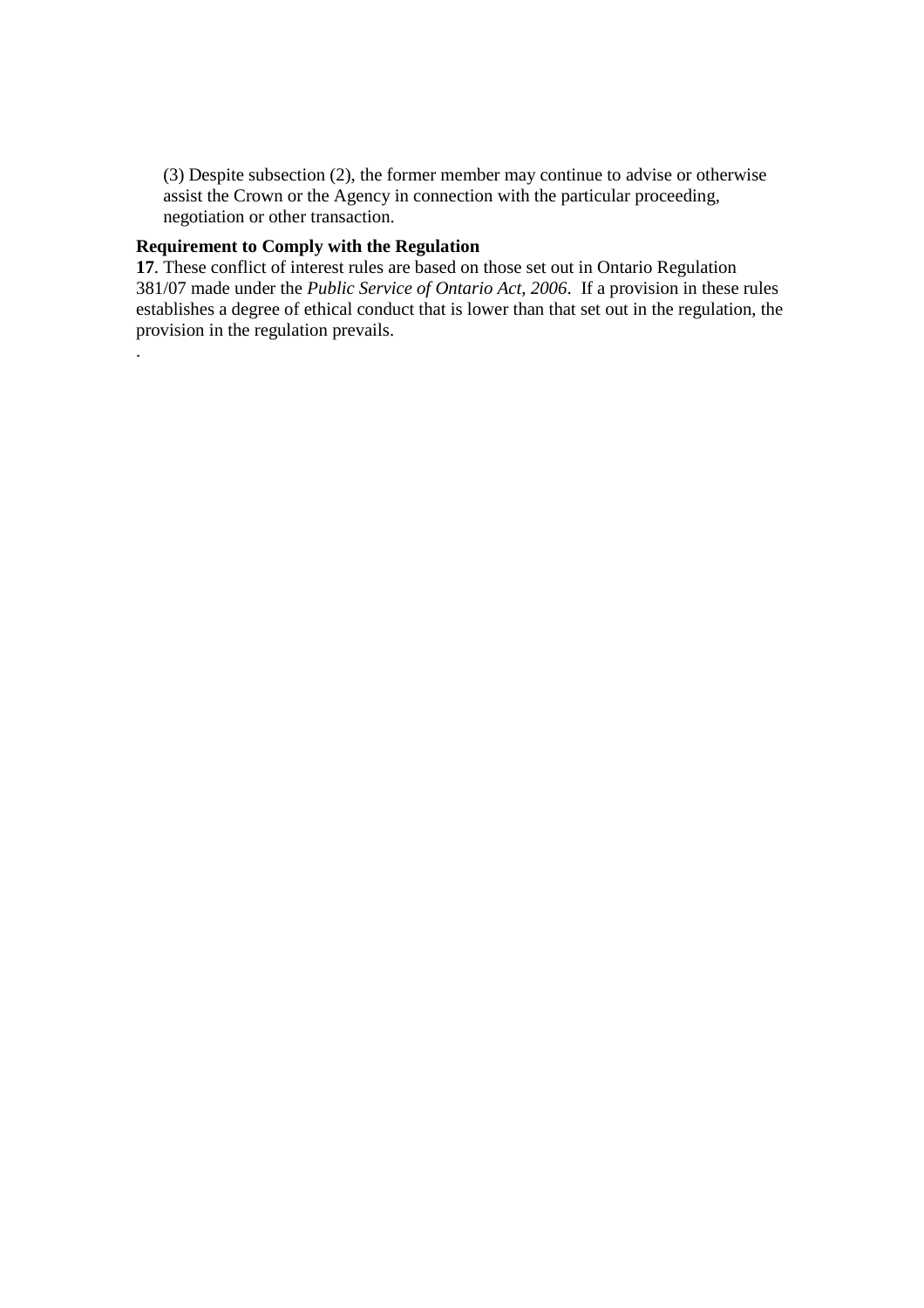(3) Despite subsection (2), the former member may continue to advise or otherwise assist the Crown or the Agency in connection with the particular proceeding, negotiation or other transaction.

**Requirement to Comply with the Regulation**

**17**. These conflict of interest rules are based on those set out in Ontario Regulation 381/07 made under the *Public Service of Ontario Act, 2006*. If a provision in these rules establishes a degree of ethical conduct that is lower than that set out in the regulation, the provision in the regulation prevails.

.